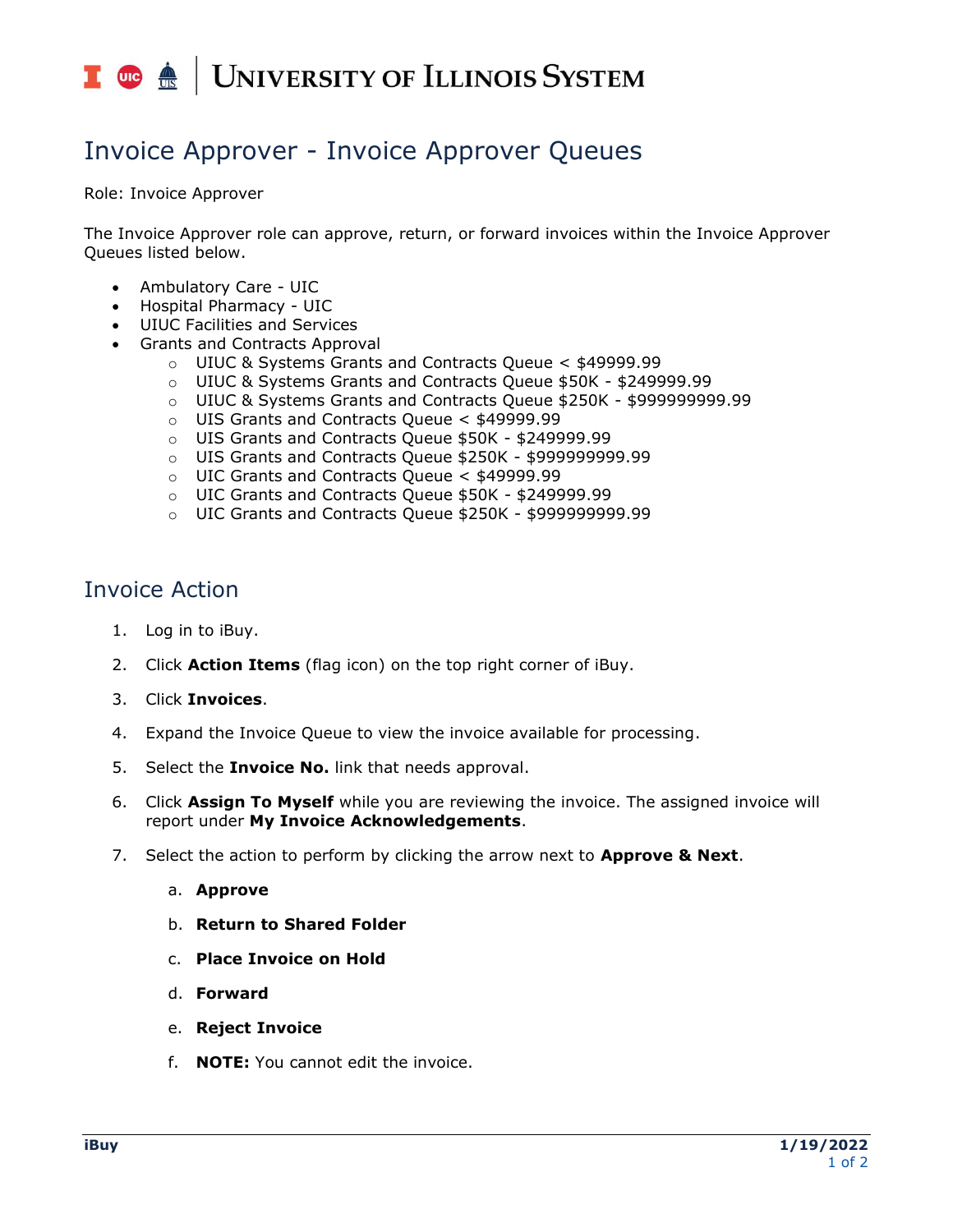# Invoice Approver - Invoice Approver Queues

Role: Invoice Approver

The Invoice Approver role can approve, return, or forward invoices within the Invoice Approver Queues listed below.

- Ambulatory Care - UIC
- Hospital Pharmacy - UIC
- UIUC Facilities and Services
- Grants and Contracts Approval
  - UIUC & Systems Grants and Contracts Queue < $49999.99
  - UIUC & Systems Grants and Contracts Queue $50K - $249999.99
  - UIUC & Systems Grants and Contracts Queue $250K - $999999999.99
  - UIS Grants and Contracts Queue < $49999.99
  - UIS Grants and Contracts Queue $50K - $249999.99
  - UIS Grants and Contracts Queue $250K - $999999999.99
  - UIC Grants and Contracts Queue < $49999.99
  - UIC Grants and Contracts Queue $50K - $249999.99
  - UIC Grants and Contracts Queue $250K - $999999999.99

## Invoice Action

1. Log in to iBuy.
2. Click **Action Items** (flag icon) on the top right corner of iBuy.
3. Click **Invoices**.
4. Expand the Invoice Queue to view the invoice available for processing.
5. Select the **Invoice No.** link that needs approval.
6. Click **Assign To Myself** while you are reviewing the invoice. The assigned invoice will report under **My Invoice Acknowledgements**.
7. Select the action to perform by clicking the arrow next to **Approve & Next**.
   a. **Approve**
   b. **Return to Shared Folder**
   c. **Place Invoice on Hold**
   d. **Forward**
   e. **Reject Invoice**
   f. **NOTE:** You cannot edit the invoice.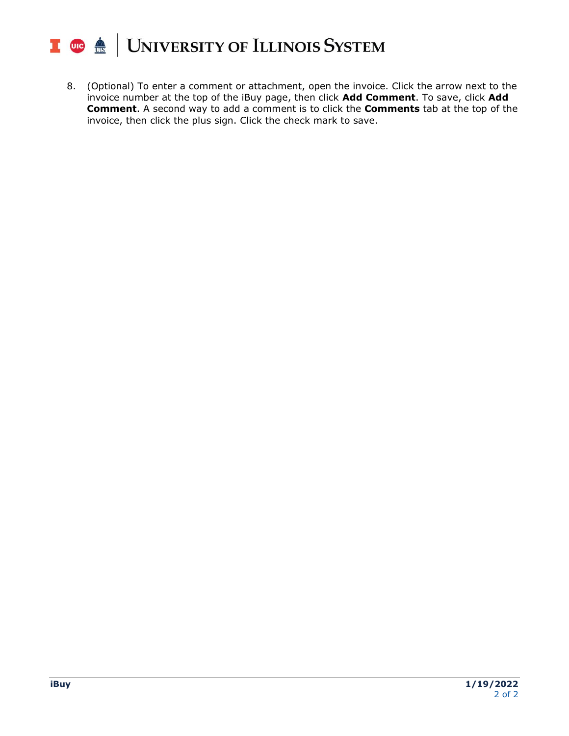8. (Optional) To enter a comment or attachment, open the invoice. Click the arrow next to the invoice number at the top of the iBuy page, then click **Add Comment**. To save, click **Add Comment**. A second way to add a comment is to click the **Comments** tab at the top of the invoice, then click the plus sign. Click the check mark to save.